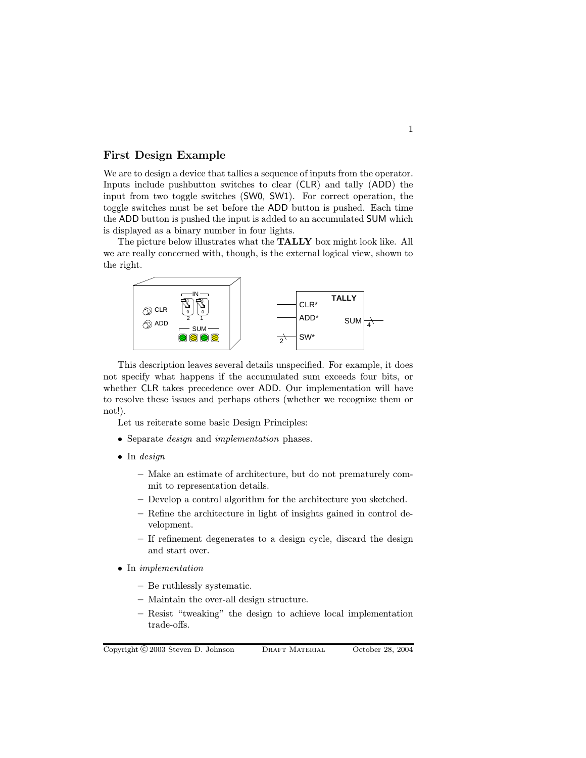## First Design Example

We are to design a device that tallies a sequence of inputs from the operator. Inputs include pushbutton switches to clear (CLR) and tally (ADD) the input from two toggle switches (SW0, SW1). For correct operation, the toggle switches must be set before the ADD button is pushed. Each time the ADD button is pushed the input is added to an accumulated SUM which is displayed as a binary number in four lights.

The picture below illustrates what the **TALLY** box might look like. All we are really concerned with, though, is the external logical view, shown to the right.

This description leaves several details unspecified. For example, it does not specify what happens if the accumulated sum exceeds four bits, or whether CLR takes precedence over ADD. Our implementation will have to resolve these issues and perhaps others (whether we recognize them or not!).

Let us reiterate some basic Design Principles:

- Separate *design* and *implementation* phases.
- In *design*
  - Make an estimate of architecture, but do not prematurely commit to representation details.
  - Develop a control algorithm for the architecture you sketched.
  - Refine the architecture in light of insights gained in control development.
  - If refinement degenerates to a design cycle, discard the design and start over.
- In *implementation*
  - Be ruthlessly systematic.
  - Maintain the over-all design structure.
  - Resist "tweaking" the design to achieve local implementation trade-offs.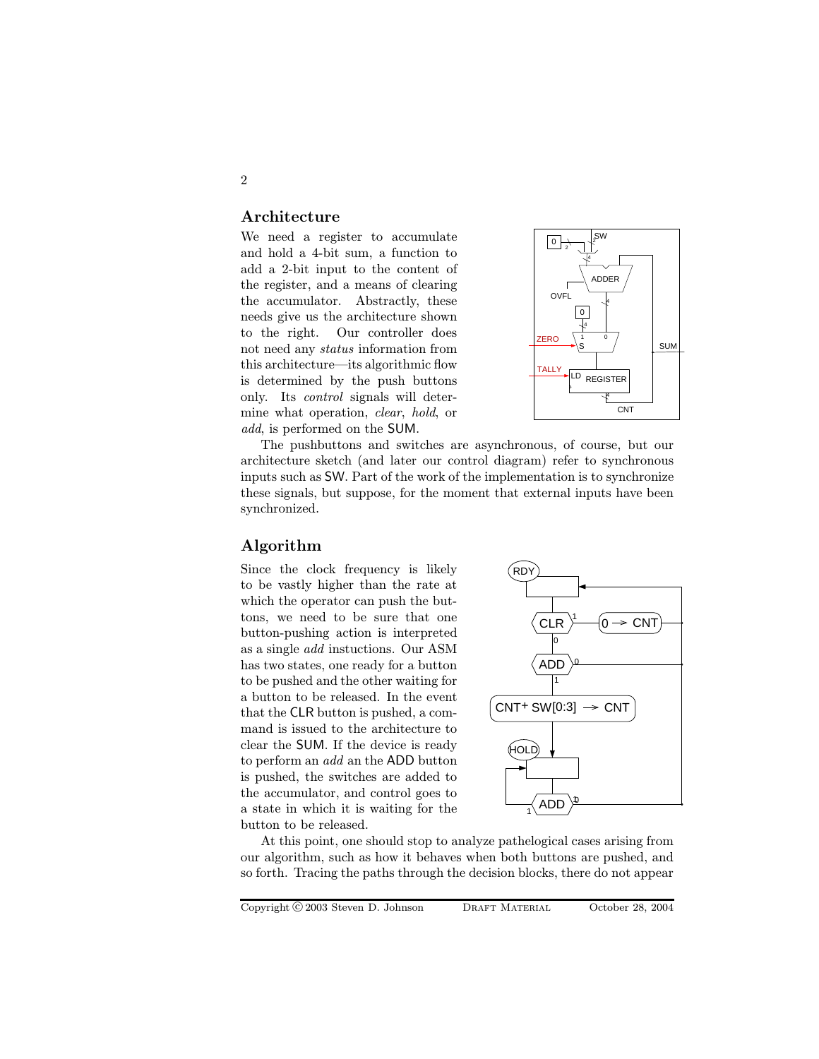## Architecture

We need a register to accumulate and hold a 4-bit sum, a function to add a 2-bit input to the content of the register, and a means of clearing the accumulator. Abstractly, these needs give us the architecture shown to the right. Our controller does not need any *status* information from this architecture—its algorithmic flow is determined by the push buttons only. Its *control* signals will determine what operation, *clear*, *hold*, or *add*, is performed on the SUM.

The pushbuttons and switches are asynchronous, of course, but our architecture sketch (and later our control diagram) refer to synchronous inputs such as SW. Part of the work of the implementation is to synchronize these signals, but suppose, for the moment that external inputs have been synchronized.

## Algorithm

Since the clock frequency is likely to be vastly higher than the rate at which the operator can push the buttons, we need to be sure that one button-pushing action is interpreted as a single *add* instuctions. Our ASM has two states, one ready for a button to be pushed and the other waiting for a button to be released. In the event that the CLR button is pushed, a command is issued to the architecture to clear the SUM. If the device is ready to perform an *add* an the ADD button is pushed, the switches are added to the accumulator, and control goes to a state in which it is waiting for the button to be released.

At this point, one should stop to analyze pathelogical cases arising from our algorithm, such as how it behaves when both buttons are pushed, and so forth. Tracing the paths through the decision blocks, there do not appear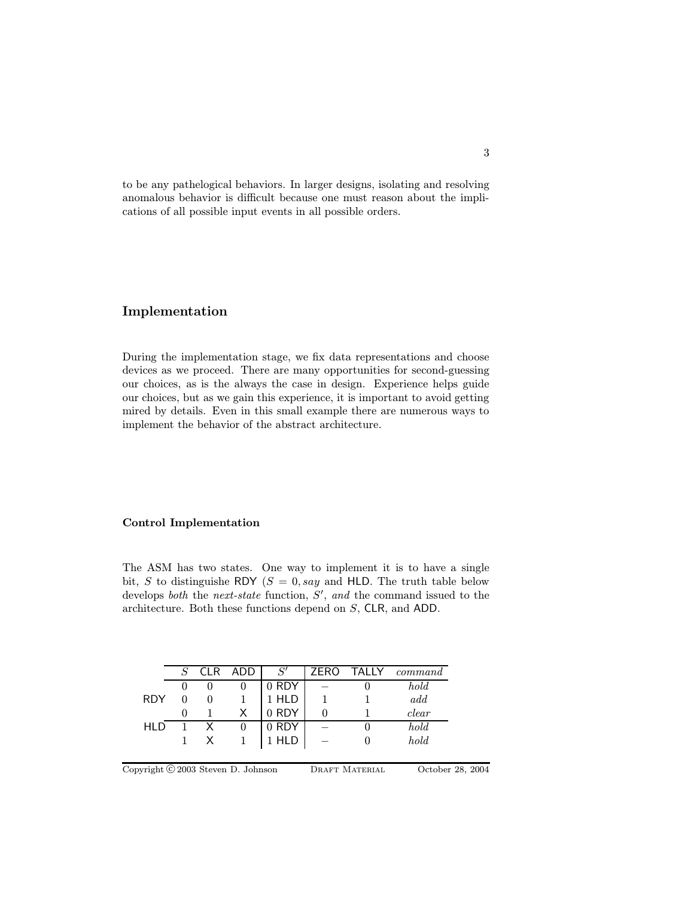to be any pathelogical behaviors. In larger designs, isolating and resolving anomalous behavior is difficult because one must reason about the implications of all possible input events in all possible orders.

## Implementation

During the implementation stage, we fix data representations and choose devices as we proceed. There are many opportunities for second-guessing our choices, as is the always the case in design. Experience helps guide our choices, but as we gain this experience, it is important to avoid getting mired by details. Even in this small example there are numerous ways to implement the behavior of the abstract architecture.

### Control Implementation

The ASM has two states. One way to implement it is to have a single bit, $S$ to distinguishe RDY ($S = 0$, *say* and HLD. The truth table below develops *both* the *next-state* function, $S'$, *and* the command issued to the architecture. Both these functions depend on $S$, CLR, and ADD.

| | $S$ | CLR | ADD | $S'$ | ZERO | TALLY | *command* |
|---|---|---|---|---|---|---|---|
| | 0 | 0 | 0 | 0 RDY | – | 0 | *hold* |
| RDY | 0 | 0 | 1 | 1 HLD | 1 | 1 | *add* |
| | 0 | 1 | X | 0 RDY | 0 | 1 | *clear* |
| HLD | 1 | X | 0 | 0 RDY | – | 0 | *hold* |
| | 1 | X | 1 | 1 HLD | – | 0 | *hold* |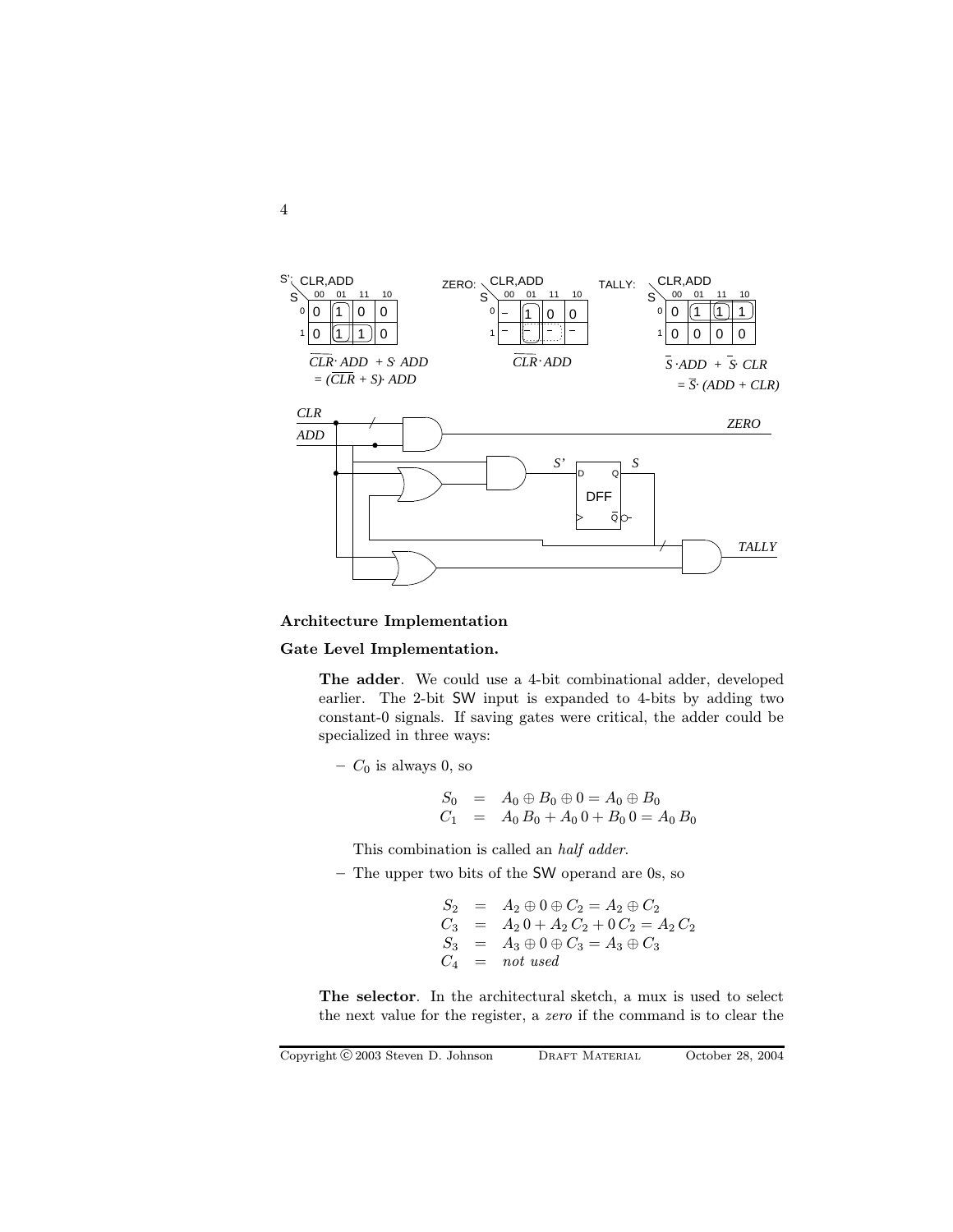S': CLR,ADD

| S \ CLR,ADD | 00 | 01 | 11 | 10 |
|---|---|---|---|---|
| 0 | 0 | 1 | 0 | 0 |
| 1 | 0 | 1 | 1 | 0 |

$\overline{CLR} \cdot ADD + S \cdot ADD$
$= (\overline{CLR} + S) \cdot ADD$

ZERO: CLR,ADD

| S \ CLR,ADD | 00 | 01 | 11 | 10 |
|---|---|---|---|---|
| 0 | – | 1 | 0 | 0 |
| 1 | – | – | – | – |

$\overline{CLR} \cdot ADD$

TALLY: CLR,ADD

| S \ CLR,ADD | 00 | 01 | 11 | 10 |
|---|---|---|---|---|
| 0 | 0 | 1 | 1 | 1 |
| 1 | 0 | 0 | 0 | 0 |

$\overline{S} \cdot ADD + \overline{S} \cdot CLR$
$= \overline{S} \cdot (ADD + CLR)$

## Architecture Implementation

### Gate Level Implementation.

**The adder**. We could use a 4-bit combinational adder, developed earlier. The 2-bit SW input is expanded to 4-bits by adding two constant-0 signals. If saving gates were critical, the adder could be specialized in three ways:

– $C_0$ is always 0, so

$$
\begin{aligned}
S_0 &= A_0 \oplus B_0 \oplus 0 = A_0 \oplus B_0 \\
C_1 &= A_0 \, B_0 + A_0 \, 0 + B_0 \, 0 = A_0 \, B_0
\end{aligned}
$$

This combination is called an *half adder*.

– The upper two bits of the SW operand are 0s, so

$$
\begin{aligned}
S_2 &= A_2 \oplus 0 \oplus C_2 = A_2 \oplus C_2 \\
C_3 &= A_2 \, 0 + A_2 \, C_2 + 0 \, C_2 = A_2 \, C_2 \\
S_3 &= A_3 \oplus 0 \oplus C_3 = A_3 \oplus C_3 \\
C_4 &= \textit{not used}
\end{aligned}
$$

**The selector**. In the architectural sketch, a mux is used to select the next value for the register, a *zero* if the command is to clear the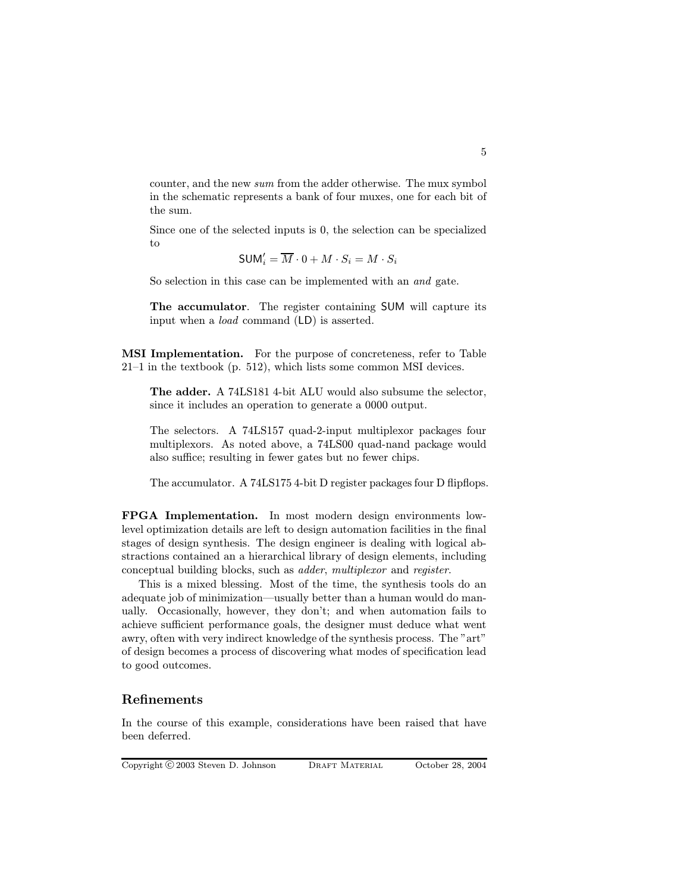counter, and the new *sum* from the adder otherwise. The mux symbol in the schematic represents a bank of four muxes, one for each bit of the sum.

Since one of the selected inputs is 0, the selection can be specialized to

$$\mathsf{SUM}'_i = \overline{M} \cdot 0 + M \cdot S_i = M \cdot S_i$$

So selection in this case can be implemented with an *and* gate.

**The accumulator**. The register containing SUM will capture its input when a *load* command (LD) is asserted.

**MSI Implementation.** For the purpose of concreteness, refer to Table 21–1 in the textbook (p. 512), which lists some common MSI devices.

**The adder.** A 74LS181 4-bit ALU would also subsume the selector, since it includes an operation to generate a 0000 output.

The selectors. A 74LS157 quad-2-input multiplexor packages four multiplexors. As noted above, a 74LS00 quad-nand package would also suffice; resulting in fewer gates but no fewer chips.

The accumulator. A 74LS175 4-bit D register packages four D flipflops.

**FPGA Implementation.** In most modern design environments low-level optimization details are left to design automation facilities in the final stages of design synthesis. The design engineer is dealing with logical abstractions contained an a hierarchical library of design elements, including conceptual building blocks, such as *adder*, *multiplexor* and *register*.

This is a mixed blessing. Most of the time, the synthesis tools do an adequate job of minimization—usually better than a human would do manually. Occasionally, however, they don't; and when automation fails to achieve sufficient performance goals, the designer must deduce what went awry, often with very indirect knowledge of the synthesis process. The "art" of design becomes a process of discovering what modes of specification lead to good outcomes.

## Refinements

In the course of this example, considerations have been raised that have been deferred.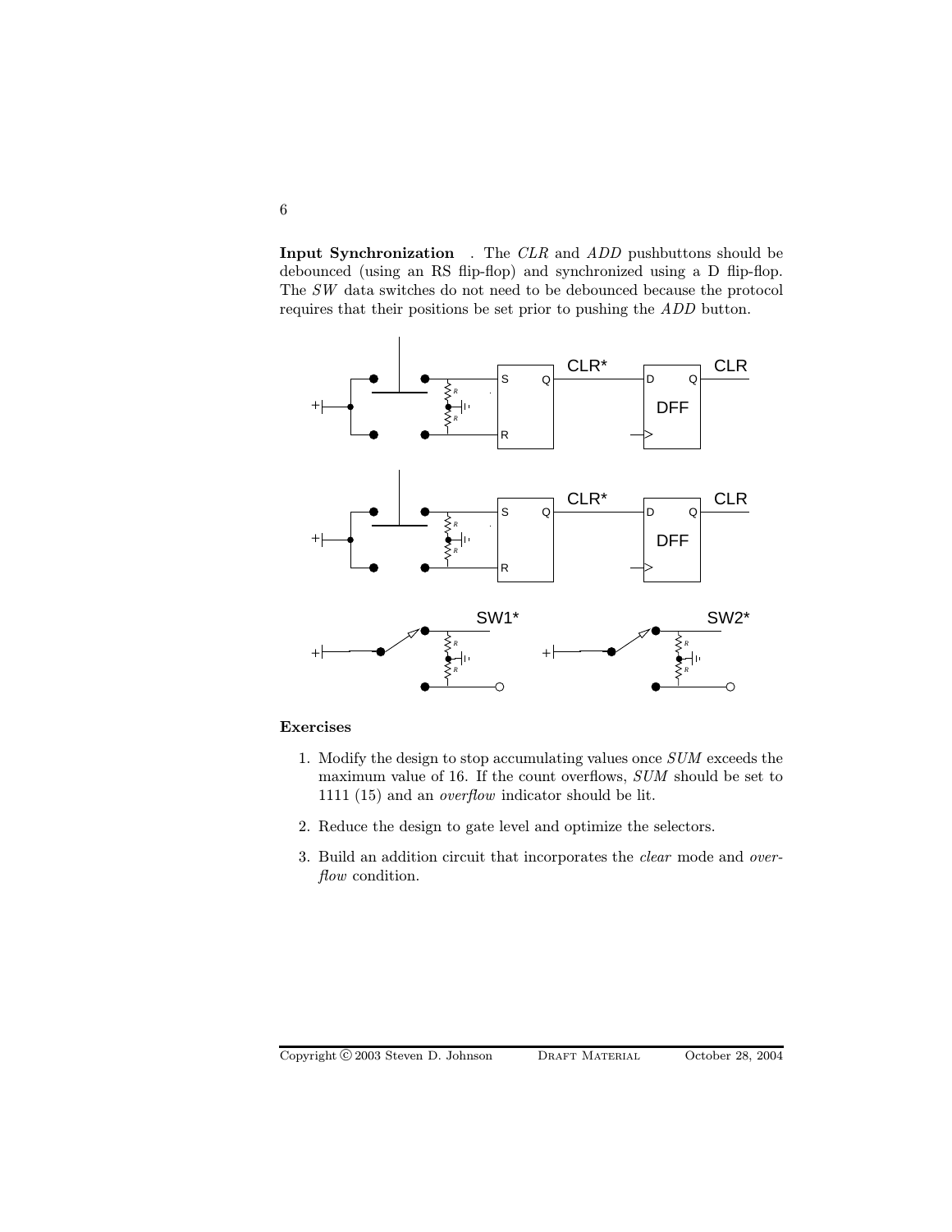**Input Synchronization** . The *CLR* and *ADD* pushbuttons should be debounced (using an RS flip-flop) and synchronized using a D flip-flop. The *SW* data switches do not need to be debounced because the protocol requires that their positions be set prior to pushing the *ADD* button.

S
Q
R
CLR*
D
Q
DFF
CLR

S
Q
R
CLR*
D
Q
DFF
CLR

SW1*

SW2*

### Exercises

1. Modify the design to stop accumulating values once *SUM* exceeds the maximum value of 16. If the count overflows, *SUM* should be set to 1111 (15) and an *overflow* indicator should be lit.

2. Reduce the design to gate level and optimize the selectors.

3. Build an addition circuit that incorporates the *clear* mode and *overflow* condition.